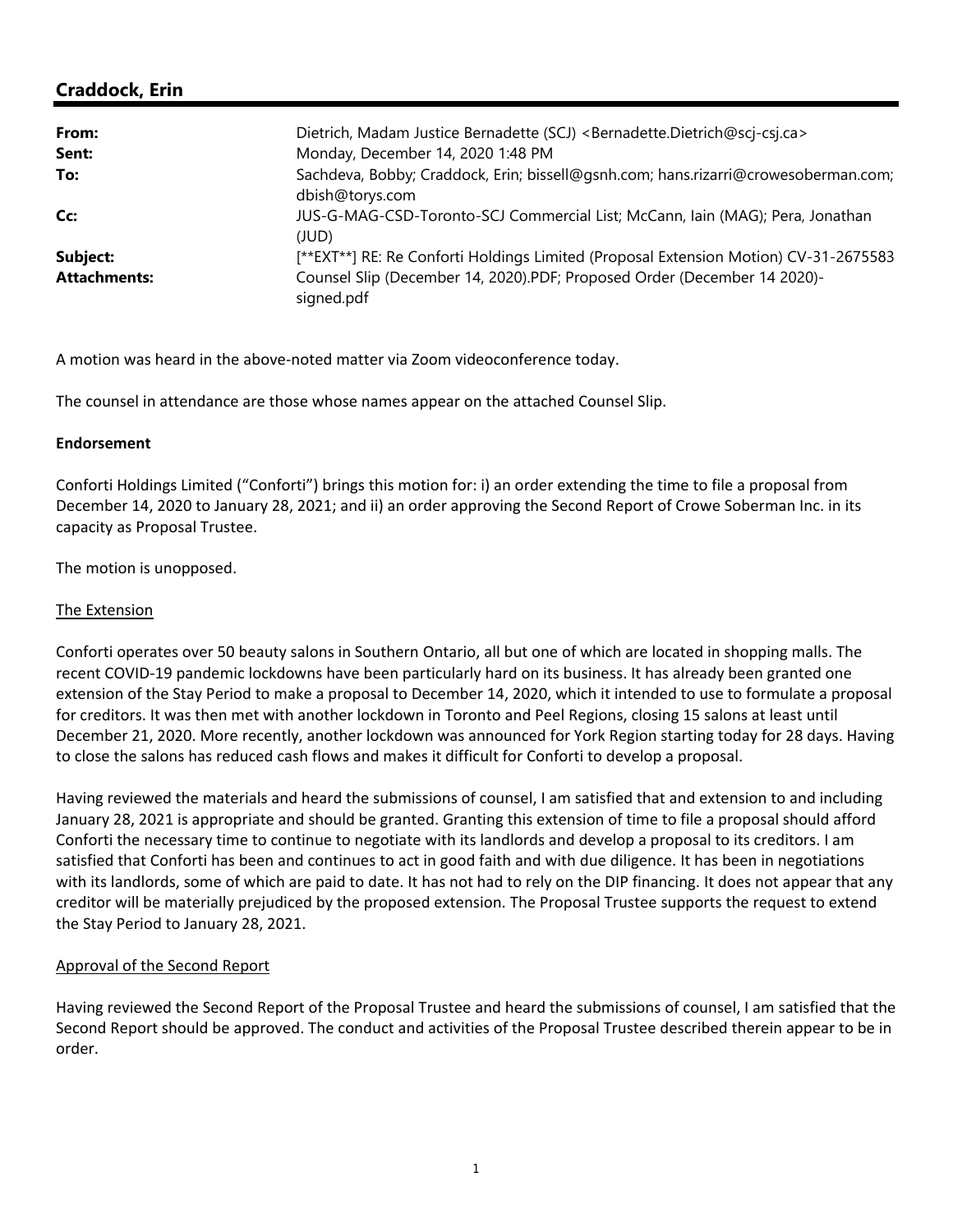# Craddock, Erin

| | |
|---|---|
| **From:** | Dietrich, Madam Justice Bernadette (SCJ) <Bernadette.Dietrich@scj-csj.ca> |
| **Sent:** | Monday, December 14, 2020 1:48 PM |
| **To:** | Sachdeva, Bobby; Craddock, Erin; bissell@gsnh.com; hans.rizarri@crowesoberman.com; dbish@torys.com |
| **Cc:** | JUS-G-MAG-CSD-Toronto-SCJ Commercial List; McCann, Iain (MAG); Pera, Jonathan (JUD) |
| **Subject:** | [**EXT**] RE: Re Conforti Holdings Limited (Proposal Extension Motion) CV-31-2675583 |
| **Attachments:** | Counsel Slip (December 14, 2020).PDF; Proposed Order (December 14 2020)-signed.pdf |

A motion was heard in the above-noted matter via Zoom videoconference today.

The counsel in attendance are those whose names appear on the attached Counsel Slip.

**Endorsement**

Conforti Holdings Limited ("Conforti") brings this motion for: i) an order extending the time to file a proposal from December 14, 2020 to January 28, 2021; and ii) an order approving the Second Report of Crowe Soberman Inc. in its capacity as Proposal Trustee.

The motion is unopposed.

The Extension

Conforti operates over 50 beauty salons in Southern Ontario, all but one of which are located in shopping malls. The recent COVID-19 pandemic lockdowns have been particularly hard on its business. It has already been granted one extension of the Stay Period to make a proposal to December 14, 2020, which it intended to use to formulate a proposal for creditors. It was then met with another lockdown in Toronto and Peel Regions, closing 15 salons at least until December 21, 2020. More recently, another lockdown was announced for York Region starting today for 28 days. Having to close the salons has reduced cash flows and makes it difficult for Conforti to develop a proposal.

Having reviewed the materials and heard the submissions of counsel, I am satisfied that and extension to and including January 28, 2021 is appropriate and should be granted. Granting this extension of time to file a proposal should afford Conforti the necessary time to continue to negotiate with its landlords and develop a proposal to its creditors. I am satisfied that Conforti has been and continues to act in good faith and with due diligence. It has been in negotiations with its landlords, some of which are paid to date. It has not had to rely on the DIP financing. It does not appear that any creditor will be materially prejudiced by the proposed extension. The Proposal Trustee supports the request to extend the Stay Period to January 28, 2021.

Approval of the Second Report

Having reviewed the Second Report of the Proposal Trustee and heard the submissions of counsel, I am satisfied that the Second Report should be approved. The conduct and activities of the Proposal Trustee described therein appear to be in order.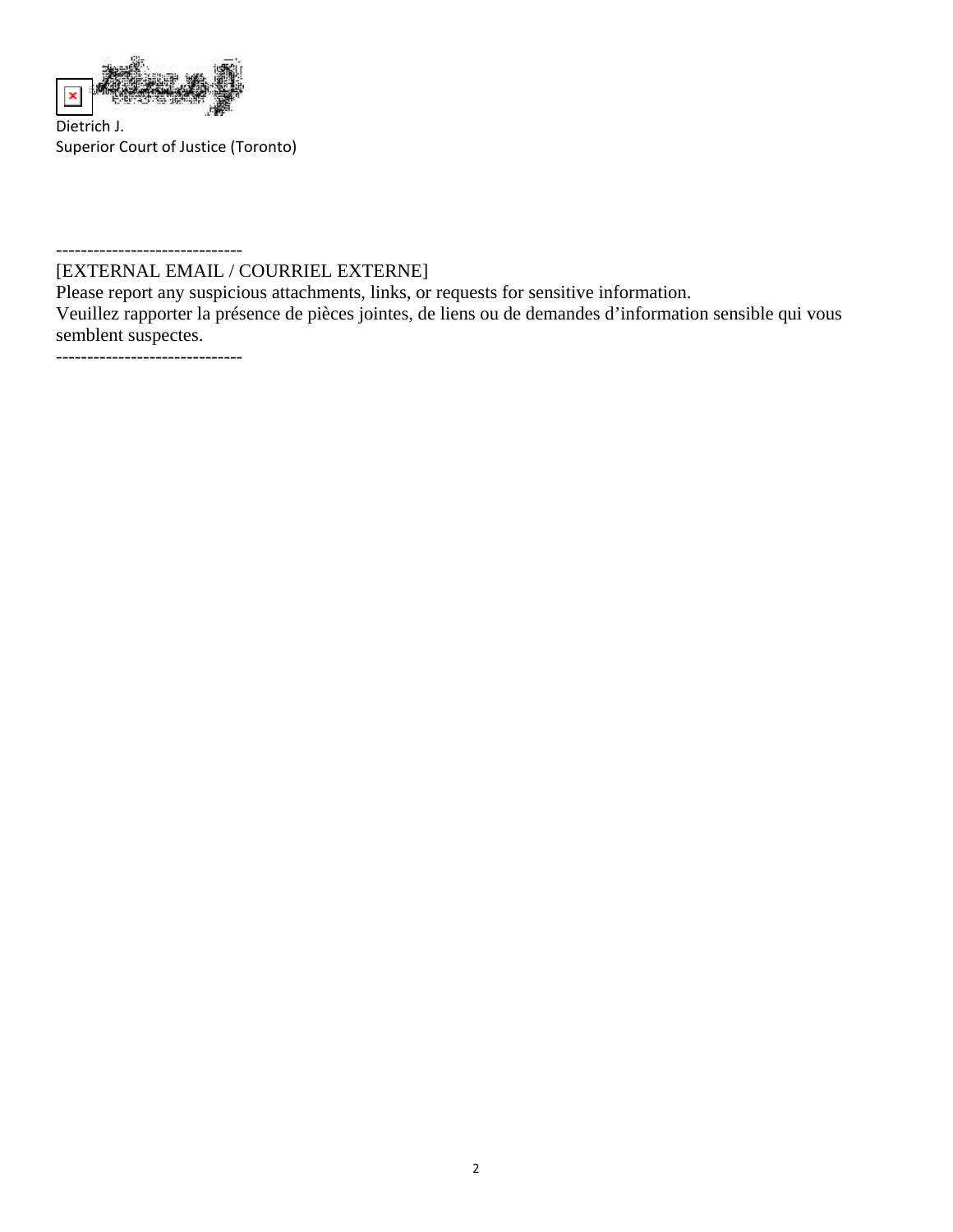Dietrich J.
Superior Court of Justice (Toronto)

------------------------------

[EXTERNAL EMAIL / COURRIEL EXTERNE]

Please report any suspicious attachments, links, or requests for sensitive information.

Veuillez rapporter la présence de pièces jointes, de liens ou de demandes d'information sensible qui vous semblent suspectes.

------------------------------